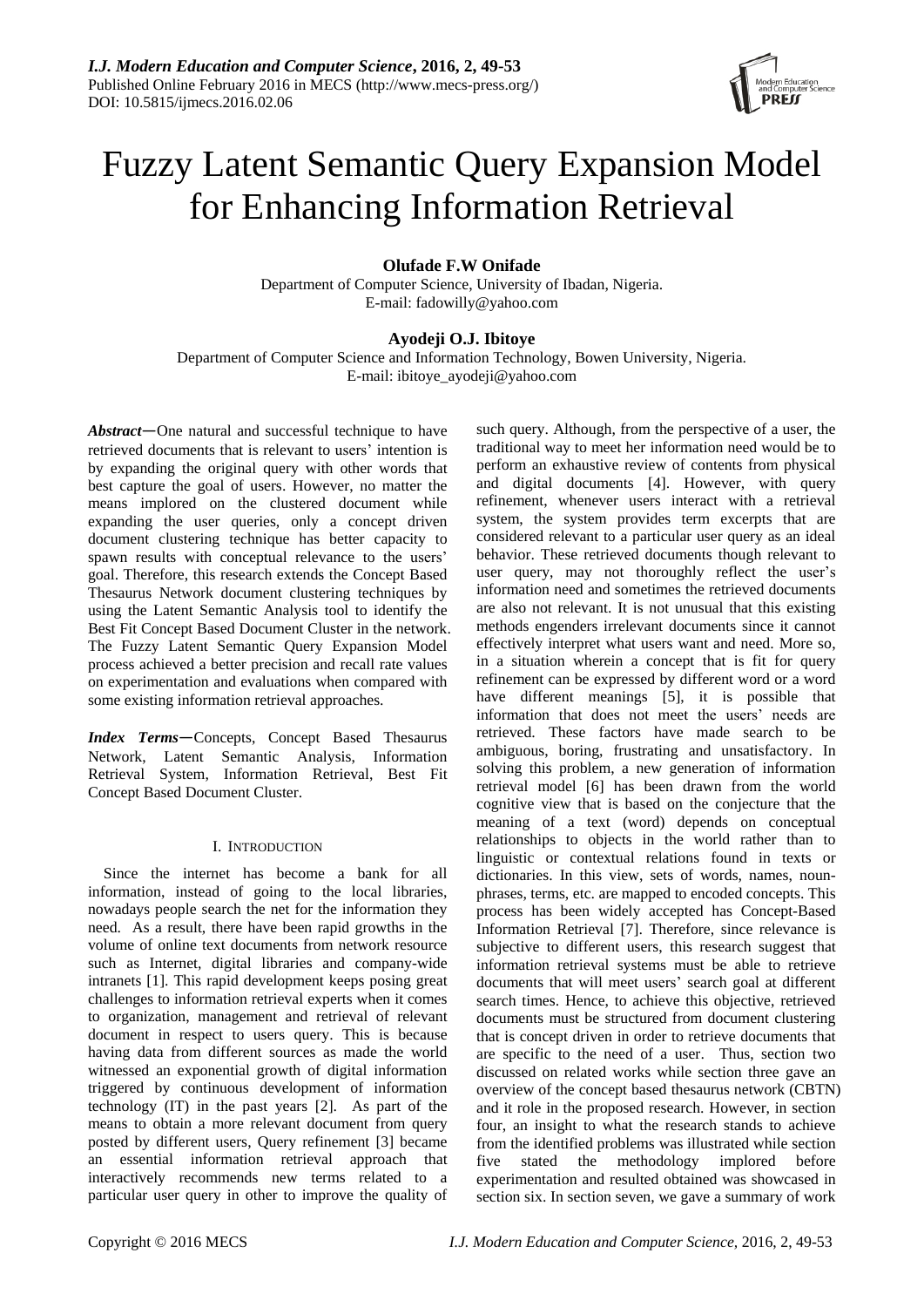# Fuzzy Latent Semantic Query Expansion Model for Enhancing Information Retrieval

**Olufade F.W Onifade**

Department of Computer Science, University of Ibadan, Nigeria.
E-mail: fadowilly@yahoo.com

**Ayodeji O.J. Ibitoye**

Department of Computer Science and Information Technology, Bowen University, Nigeria.
E-mail: ibitoye_ayodeji@yahoo.com

***Abstract*—**One natural and successful technique to have retrieved documents that is relevant to users' intention is by expanding the original query with other words that best capture the goal of users. However, no matter the means implored on the clustered document while expanding the user queries, only a concept driven document clustering technique has better capacity to spawn results with conceptual relevance to the users' goal. Therefore, this research extends the Concept Based Thesaurus Network document clustering techniques by using the Latent Semantic Analysis tool to identify the Best Fit Concept Based Document Cluster in the network. The Fuzzy Latent Semantic Query Expansion Model process achieved a better precision and recall rate values on experimentation and evaluations when compared with some existing information retrieval approaches.

***Index Terms*—**Concepts, Concept Based Thesaurus Network, Latent Semantic Analysis, Information Retrieval System, Information Retrieval, Best Fit Concept Based Document Cluster.

## I. Introduction

Since the internet has become a bank for all information, instead of going to the local libraries, nowadays people search the net for the information they need. As a result, there have been rapid growths in the volume of online text documents from network resource such as Internet, digital libraries and company-wide intranets [1]. This rapid development keeps posing great challenges to information retrieval experts when it comes to organization, management and retrieval of relevant document in respect to users query. This is because having data from different sources as made the world witnessed an exponential growth of digital information triggered by continuous development of information technology (IT) in the past years [2]. As part of the means to obtain a more relevant document from query posted by different users, Query refinement [3] became an essential information retrieval approach that interactively recommends new terms related to a particular user query in other to improve the quality of such query. Although, from the perspective of a user, the traditional way to meet her information need would be to perform an exhaustive review of contents from physical and digital documents [4]. However, with query refinement, whenever users interact with a retrieval system, the system provides term excerpts that are considered relevant to a particular user query as an ideal behavior. These retrieved documents though relevant to user query, may not thoroughly reflect the user's information need and sometimes the retrieved documents are also not relevant. It is not unusual that this existing methods engenders irrelevant documents since it cannot effectively interpret what users want and need. More so, in a situation wherein a concept that is fit for query refinement can be expressed by different word or a word have different meanings [5], it is possible that information that does not meet the users' needs are retrieved. These factors have made search to be ambiguous, boring, frustrating and unsatisfactory. In solving this problem, a new generation of information retrieval model [6] has been drawn from the world cognitive view that is based on the conjecture that the meaning of a text (word) depends on conceptual relationships to objects in the world rather than to linguistic or contextual relations found in texts or dictionaries. In this view, sets of words, names, noun-phrases, terms, etc. are mapped to encoded concepts. This process has been widely accepted has Concept-Based Information Retrieval [7]. Therefore, since relevance is subjective to different users, this research suggest that information retrieval systems must be able to retrieve documents that will meet users' search goal at different search times. Hence, to achieve this objective, retrieved documents must be structured from document clustering that is concept driven in order to retrieve documents that are specific to the need of a user. Thus, section two discussed on related works while section three gave an overview of the concept based thesaurus network (CBTN) and it role in the proposed research. However, in section four, an insight to what the research stands to achieve from the identified problems was illustrated while section five stated the methodology implored before experimentation and resulted obtained was showcased in section six. In section seven, we gave a summary of work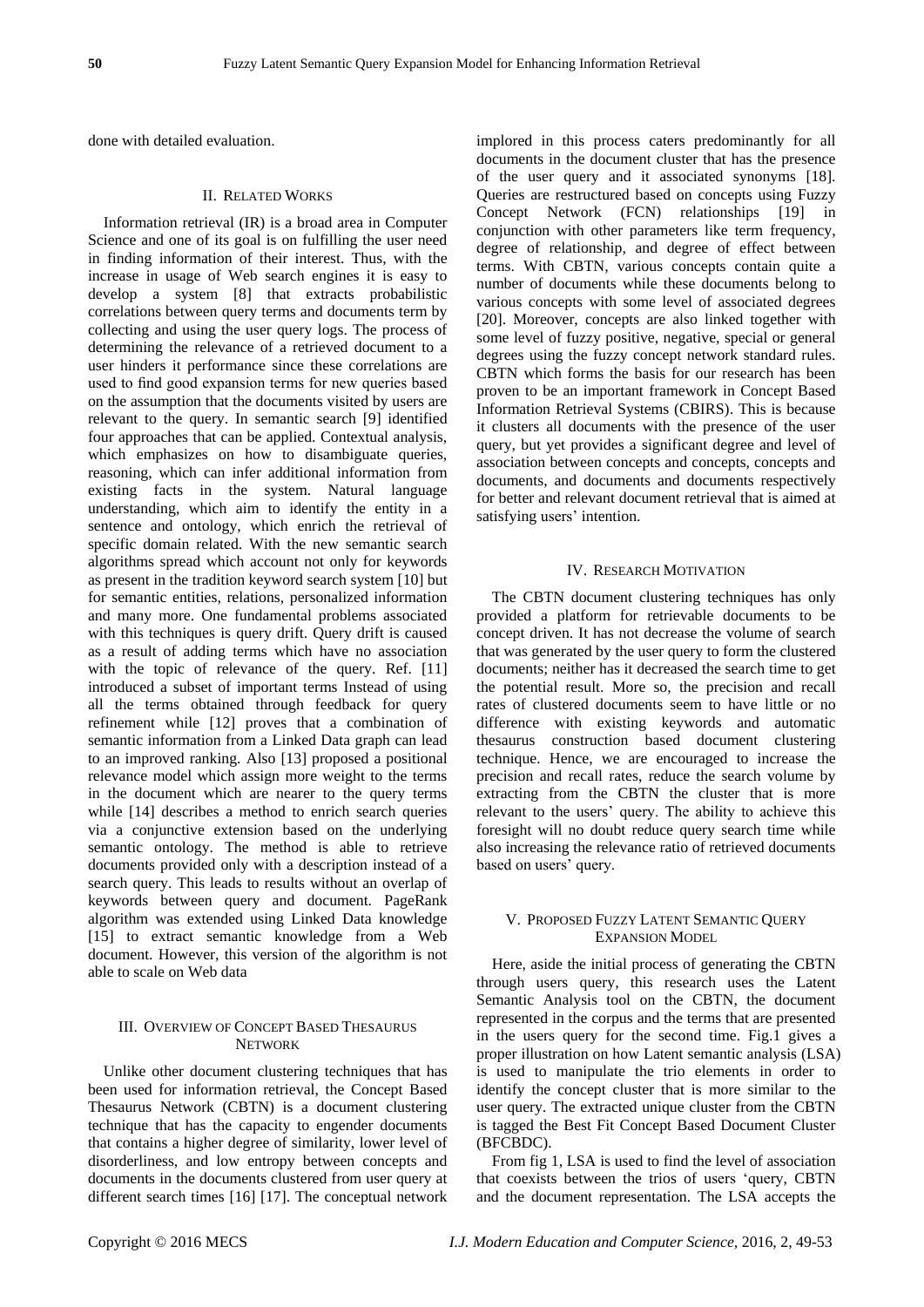done with detailed evaluation.

## II. Related Works

Information retrieval (IR) is a broad area in Computer Science and one of its goal is on fulfilling the user need in finding information of their interest. Thus, with the increase in usage of Web search engines it is easy to develop a system [8] that extracts probabilistic correlations between query terms and documents term by collecting and using the user query logs. The process of determining the relevance of a retrieved document to a user hinders it performance since these correlations are used to find good expansion terms for new queries based on the assumption that the documents visited by users are relevant to the query. In semantic search [9] identified four approaches that can be applied. Contextual analysis, which emphasizes on how to disambiguate queries, reasoning, which can infer additional information from existing facts in the system. Natural language understanding, which aim to identify the entity in a sentence and ontology, which enrich the retrieval of specific domain related. With the new semantic search algorithms spread which account not only for keywords as present in the tradition keyword search system [10] but for semantic entities, relations, personalized information and many more. One fundamental problems associated with this techniques is query drift. Query drift is caused as a result of adding terms which have no association with the topic of relevance of the query. Ref. [11] introduced a subset of important terms Instead of using all the terms obtained through feedback for query refinement while [12] proves that a combination of semantic information from a Linked Data graph can lead to an improved ranking. Also [13] proposed a positional relevance model which assign more weight to the terms in the document which are nearer to the query terms while [14] describes a method to enrich search queries via a conjunctive extension based on the underlying semantic ontology. The method is able to retrieve documents provided only with a description instead of a search query. This leads to results without an overlap of keywords between query and document. PageRank algorithm was extended using Linked Data knowledge [15] to extract semantic knowledge from a Web document. However, this version of the algorithm is not able to scale on Web data

## III. Overview of Concept Based Thesaurus Network

Unlike other document clustering techniques that has been used for information retrieval, the Concept Based Thesaurus Network (CBTN) is a document clustering technique that has the capacity to engender documents that contains a higher degree of similarity, lower level of disorderliness, and low entropy between concepts and documents in the documents clustered from user query at different search times [16] [17]. The conceptual network implored in this process caters predominantly for all documents in the document cluster that has the presence of the user query and it associated synonyms [18]. Queries are restructured based on concepts using Fuzzy Concept Network (FCN) relationships [19] in conjunction with other parameters like term frequency, degree of relationship, and degree of effect between terms. With CBTN, various concepts contain quite a number of documents while these documents belong to various concepts with some level of associated degrees [20]. Moreover, concepts are also linked together with some level of fuzzy positive, negative, special or general degrees using the fuzzy concept network standard rules. CBTN which forms the basis for our research has been proven to be an important framework in Concept Based Information Retrieval Systems (CBIRS). This is because it clusters all documents with the presence of the user query, but yet provides a significant degree and level of association between concepts and concepts, concepts and documents, and documents and documents respectively for better and relevant document retrieval that is aimed at satisfying users' intention.

## IV. Research Motivation

The CBTN document clustering techniques has only provided a platform for retrievable documents to be concept driven. It has not decrease the volume of search that was generated by the user query to form the clustered documents; neither has it decreased the search time to get the potential result. More so, the precision and recall rates of clustered documents seem to have little or no difference with existing keywords and automatic thesaurus construction based document clustering technique. Hence, we are encouraged to increase the precision and recall rates, reduce the search volume by extracting from the CBTN the cluster that is more relevant to the users' query. The ability to achieve this foresight will no doubt reduce query search time while also increasing the relevance ratio of retrieved documents based on users' query.

## V. Proposed Fuzzy Latent Semantic Query Expansion Model

Here, aside the initial process of generating the CBTN through users query, this research uses the Latent Semantic Analysis tool on the CBTN, the document represented in the corpus and the terms that are presented in the users query for the second time. Fig.1 gives a proper illustration on how Latent semantic analysis (LSA) is used to manipulate the trio elements in order to identify the concept cluster that is more similar to the user query. The extracted unique cluster from the CBTN is tagged the Best Fit Concept Based Document Cluster (BFCBDC).

From fig 1, LSA is used to find the level of association that coexists between the trios of users 'query, CBTN and the document representation. The LSA accepts the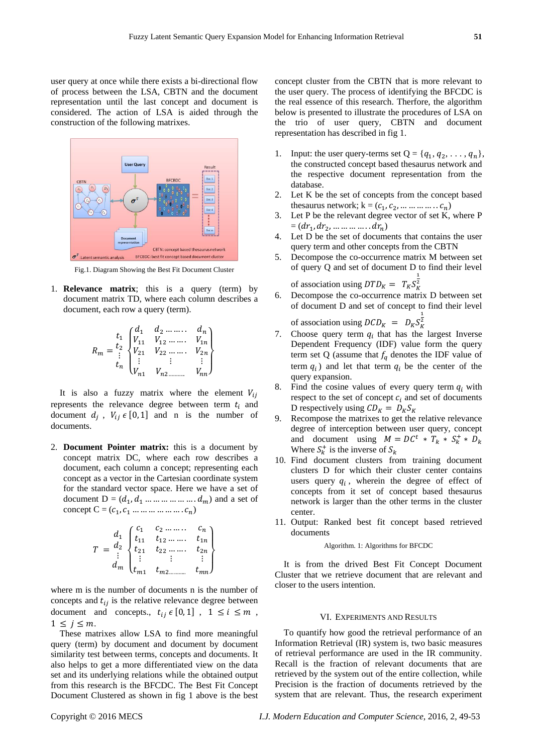user query at once while there exists a bi-directional flow of process between the LSA, CBTN and the document representation until the last concept and document is considered. The action of LSA is aided through the construction of the following matrixes.

Fig.1. Diagram Showing the Best Fit Document Cluster

1. **Relevance matrix**; this is a query (term) by document matrix TD, where each column describes a document, each row a query (term).

$$R_m = \begin{matrix} \\ t_1 \\ t_2 \\ \vdots \\ t_n \end{matrix} \begin{Bmatrix} d_1 & d_2 \ldots\ldots. & d_n \\ V_{11} & V_{12} \ldots\ldots. & V_{1n} \\ V_{21} & V_{22} \ldots\ldots. & V_{2n} \\ \vdots & \vdots & \vdots \\ V_{n1} & V_{n2}\ldots\ldots\ldots & V_{nn} \end{Bmatrix}$$

It is also a fuzzy matrix where the element $V_{ij}$ represents the relevance degree between term $t_i$ and document $d_j$ , $V_{ij} \epsilon [0,1]$ and n is the number of documents.

2. **Document Pointer matrix:** this is a document by concept matrix DC, where each row describes a document, each column a concept; representing each concept as a vector in the Cartesian coordinate system for the standard vector space. Here we have a set of document D = $(d_1, d_1 \ldots\ldots\ldots\ldots\ldots. d_m)$ and a set of concept C = $(c_1, c_1 \ldots\ldots\ldots\ldots\ldots. c_n)$

$$T = \begin{matrix} \\ d_1 \\ d_2 \\ \vdots \\ d_m \end{matrix} \begin{Bmatrix} c_1 & c_2 \ldots\ldots.. & c_n \\ t_{11} & t_{12} \ldots\ldots. & t_{1n} \\ t_{21} & t_{22} \ldots\ldots. & t_{2n} \\ \vdots & \vdots & \vdots \\ t_{m1} & t_{m2}\ldots\ldots\ldots & t_{mn} \end{Bmatrix}$$

where m is the number of documents n is the number of concepts and $t_{ij}$ is the relative relevance degree between document and concepts., $t_{ij} \epsilon [0,1]$ , $1 \leq i \leq m$ , $1 \leq j \leq m$.

These matrixes allow LSA to find more meaningful query (term) by document and document by document similarity test between terms, concepts and documents. It also helps to get a more differentiated view on the data set and its underlying relations while the obtained output from this research is the BFCDC. The Best Fit Concept Document Clustered as shown in fig 1 above is the best concept cluster from the CBTN that is more relevant to the user query. The process of identifying the BFCDC is the real essence of this research. Therfore, the algorithm below is presented to illustrate the procedures of LSA on the trio of user query, CBTN and document representation has described in fig 1.

1. Input: the user query-terms set Q = $\{q_1, q_2, \ldots, q_n\}$, the constructed concept based thesaurus network and the respective document representation from the database.
2. Let K be the set of concepts from the concept based thesaurus network; k = $(c_1, c_2, \ldots\ldots\ldots\ldots\ldots c_n)$
3. Let P be the relevant degree vector of set K, where P = $(dr_1, dr_2, \ldots\ldots\ldots\ldots\ldots dr_n)$
4. Let D be the set of documents that contains the user query term and other concepts from the CBTN
5. Decompose the co-occurrence matrix M between set of query Q and set of document D to find their level of association using $DTD_K = T_K S_K^{\frac{1}{2}}$
6. Decompose the co-occurrence matrix D between set of document D and set of concept to find their level of association using $DCD_K = D_K S_K^{\frac{1}{2}}$
7. Choose query term $q_i$ that has the largest Inverse Dependent Frequency (IDF) value form the query term set Q (assume that $f_q$ denotes the IDF value of term $q_i$) and let that term $q_i$ be the center of the query expansion.
8. Find the cosine values of every query term $q_i$ with respect to the set of concept $c_i$ and set of documents D respectively using $CD_K = D_K S_K$
9. Recompose the matrixes to get the relative relevance degree of interception between user query, concept and document using $M = DC^t * T_K * S_K^+ * D_K$ Where $S_K^+$ is the inverse of $S_K$
10. Find document clusters from training document clusters D for which their cluster center contains users query $q_i$, wherein the degree of effect of concepts from it set of concept based thesaurus network is larger than the other terms in the cluster center.
11. Output: Ranked best fit concept based retrieved documents

Algorithm. 1: Algorithms for BFCDC

It is from the drived Best Fit Concept Document Cluster that we retrieve document that are relevant and closer to the users intention.

## VI. Experiments and Results

To quantify how good the retrieval performance of an Information Retrieval (IR) system is, two basic measures of retrieval performance are used in the IR community. Recall is the fraction of relevant documents that are retrieved by the system out of the entire collection, while Precision is the fraction of documents retrieved by the system that are relevant. Thus, the research experiment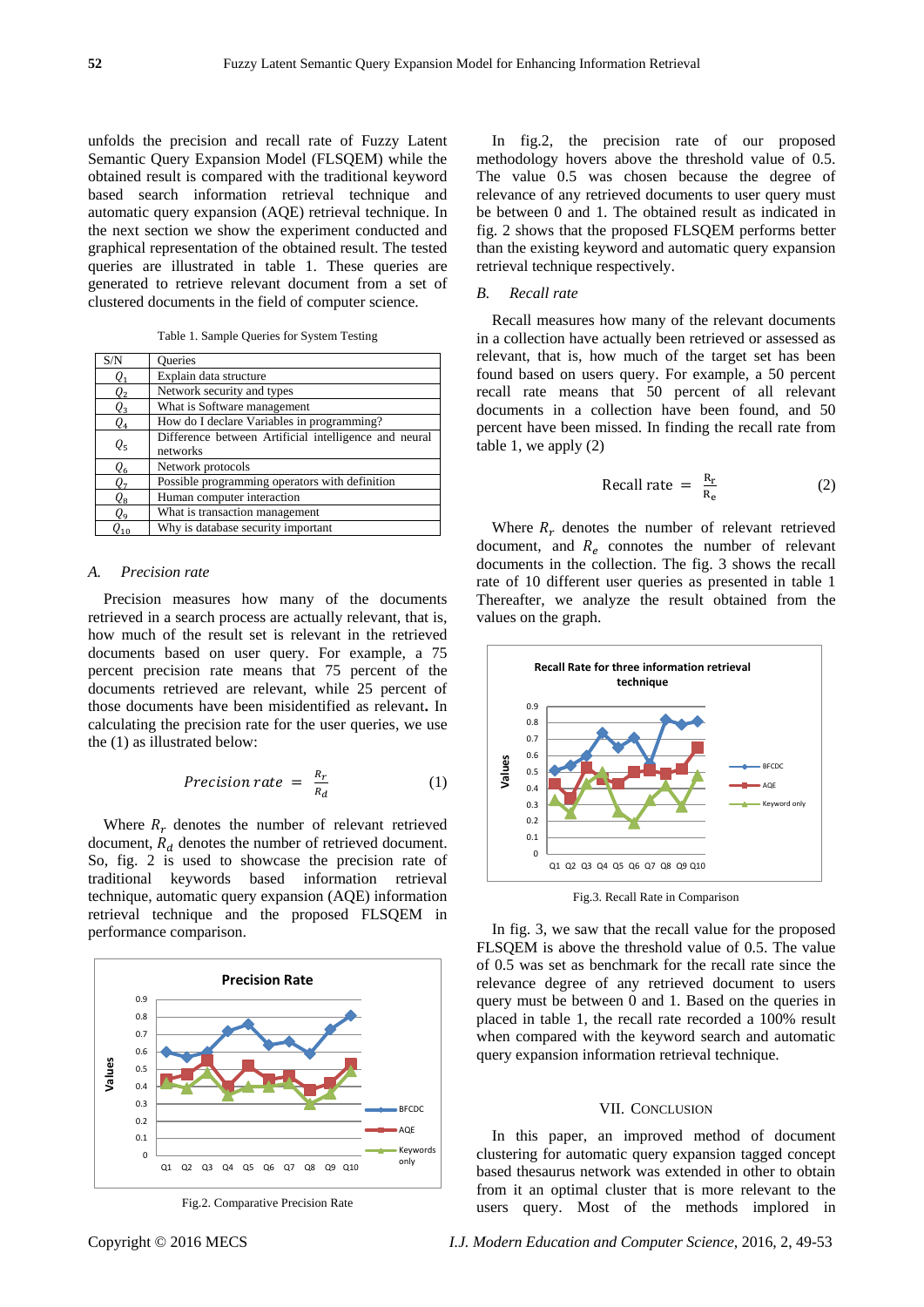unfolds the precision and recall rate of Fuzzy Latent Semantic Query Expansion Model (FLSQEM) while the obtained result is compared with the traditional keyword based search information retrieval technique and automatic query expansion (AQE) retrieval technique. In the next section we show the experiment conducted and graphical representation of the obtained result. The tested queries are illustrated in table 1. These queries are generated to retrieve relevant document from a set of clustered documents in the field of computer science.

Table 1. Sample Queries for System Testing

| S/N | Queries |
|---|---|
| $Q_1$ | Explain data structure |
| $Q_2$ | Network security and types |
| $Q_3$ | What is Software management |
| $Q_4$ | How do I declare Variables in programming? |
| $Q_5$ | Difference between Artificial intelligence and neural networks |
| $Q_6$ | Network protocols |
| $Q_7$ | Possible programming operators with definition |
| $Q_8$ | Human computer interaction |
| $Q_9$ | What is transaction management |
| $Q_{10}$ | Why is database security important |

### A. *Precision rate*

Precision measures how many of the documents retrieved in a search process are actually relevant, that is, how much of the result set is relevant in the retrieved documents based on user query. For example, a 75 percent precision rate means that 75 percent of the documents retrieved are relevant, while 25 percent of those documents have been misidentified as relevant**.** In calculating the precision rate for the user queries, we use the (1) as illustrated below:

$$Precision\ rate\ =\ \frac{R_r}{R_d} \tag{1}$$

Where $R_r$ denotes the number of relevant retrieved document, $R_d$ denotes the number of retrieved document. So, fig. 2 is used to showcase the precision rate of traditional keywords based information retrieval technique, automatic query expansion (AQE) information retrieval technique and the proposed FLSQEM in performance comparison.

Fig.2. Comparative Precision Rate

In fig.2, the precision rate of our proposed methodology hovers above the threshold value of 0.5. The value 0.5 was chosen because the degree of relevance of any retrieved documents to user query must be between 0 and 1. The obtained result as indicated in fig. 2 shows that the proposed FLSQEM performs better than the existing keyword and automatic query expansion retrieval technique respectively.

### B. *Recall rate*

Recall measures how many of the relevant documents in a collection have actually been retrieved or assessed as relevant, that is, how much of the target set has been found based on users query. For example, a 50 percent recall rate means that 50 percent of all relevant documents in a collection have been found, and 50 percent have been missed. In finding the recall rate from table 1, we apply (2)

$$\text{Recall rate}\ =\ \frac{\mathrm{R_r}}{\mathrm{R_e}} \tag{2}$$

Where $R_r$ denotes the number of relevant retrieved document, and $R_e$ connotes the number of relevant documents in the collection. The fig. 3 shows the recall rate of 10 different user queries as presented in table 1 Thereafter, we analyze the result obtained from the values on the graph.

Fig.3. Recall Rate in Comparison

In fig. 3, we saw that the recall value for the proposed FLSQEM is above the threshold value of 0.5. The value of 0.5 was set as benchmark for the recall rate since the relevance degree of any retrieved document to users query must be between 0 and 1. Based on the queries in placed in table 1, the recall rate recorded a 100% result when compared with the keyword search and automatic query expansion information retrieval technique.

## VII. CONCLUSION

In this paper, an improved method of document clustering for automatic query expansion tagged concept based thesaurus network was extended in other to obtain from it an optimal cluster that is more relevant to the users query. Most of the methods implored in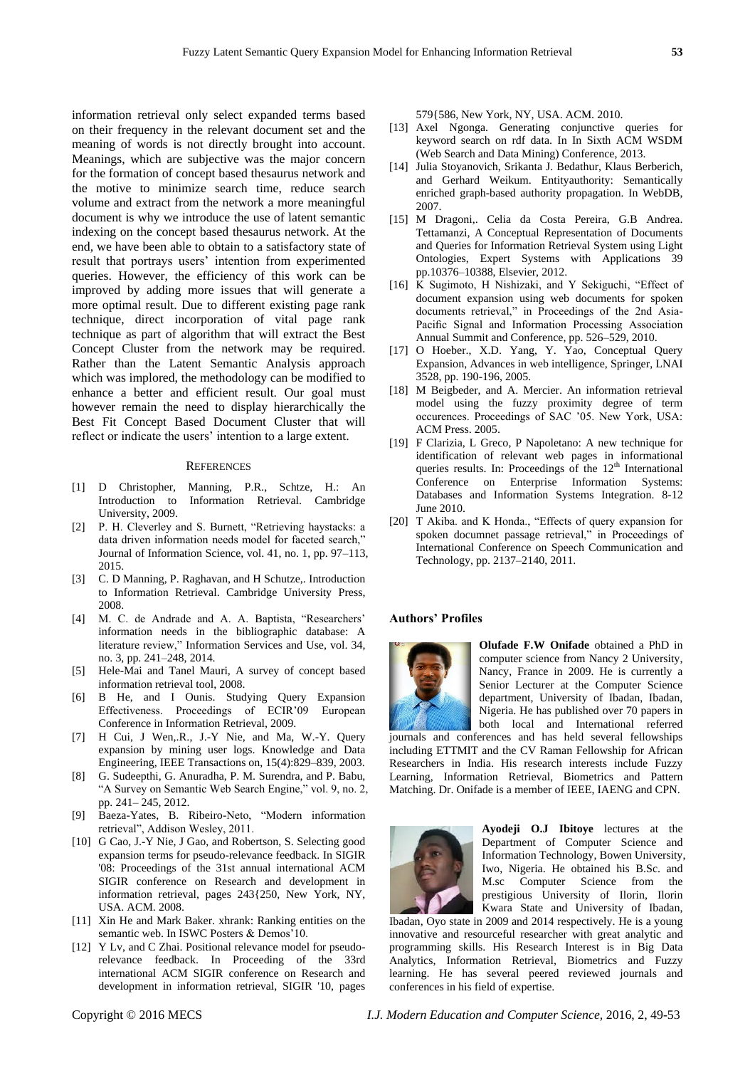information retrieval only select expanded terms based on their frequency in the relevant document set and the meaning of words is not directly brought into account. Meanings, which are subjective was the major concern for the formation of concept based thesaurus network and the motive to minimize search time, reduce search volume and extract from the network a more meaningful document is why we introduce the use of latent semantic indexing on the concept based thesaurus network. At the end, we have been able to obtain to a satisfactory state of result that portrays users' intention from experimented queries. However, the efficiency of this work can be improved by adding more issues that will generate a more optimal result. Due to different existing page rank technique, direct incorporation of vital page rank technique as part of algorithm that will extract the Best Concept Cluster from the network may be required. Rather than the Latent Semantic Analysis approach which was implored, the methodology can be modified to enhance a better and efficient result. Our goal must however remain the need to display hierarchically the Best Fit Concept Based Document Cluster that will reflect or indicate the users' intention to a large extent.

## References

[1] D Christopher, Manning, P.R., Schtze, H.: An Introduction to Information Retrieval. Cambridge University, 2009.

[2] P. H. Cleverley and S. Burnett, "Retrieving haystacks: a data driven information needs model for faceted search," Journal of Information Science, vol. 41, no. 1, pp. 97–113, 2015.

[3] C. D Manning, P. Raghavan, and H Schutze,. Introduction to Information Retrieval. Cambridge University Press, 2008.

[4] M. C. de Andrade and A. A. Baptista, "Researchers' information needs in the bibliographic database: A literature review," Information Services and Use, vol. 34, no. 3, pp. 241–248, 2014.

[5] Hele-Mai and Tanel Mauri, A survey of concept based information retrieval tool, 2008.

[6] B He, and I Ounis. Studying Query Expansion Effectiveness. Proceedings of ECIR'09 European Conference in Information Retrieval, 2009.

[7] H Cui, J Wen,.R., J.-Y Nie, and Ma, W.-Y. Query expansion by mining user logs. Knowledge and Data Engineering, IEEE Transactions on, 15(4):829–839, 2003.

[8] G. Sudeepthi, G. Anuradha, P. M. Surendra, and P. Babu, "A Survey on Semantic Web Search Engine," vol. 9, no. 2, pp. 241– 245, 2012.

[9] Baeza-Yates, B. Ribeiro-Neto, "Modern information retrieval", Addison Wesley, 2011.

[10] G Cao, J.-Y Nie, J Gao, and Robertson, S. Selecting good expansion terms for pseudo-relevance feedback. In SIGIR '08: Proceedings of the 31st annual international ACM SIGIR conference on Research and development in information retrieval, pages 243{250, New York, NY, USA. ACM. 2008.

[11] Xin He and Mark Baker. xhrank: Ranking entities on the semantic web. In ISWC Posters & Demos'10.

[12] Y Lv, and C Zhai. Positional relevance model for pseudo-relevance feedback. In Proceeding of the 33rd international ACM SIGIR conference on Research and development in information retrieval, SIGIR '10, pages 579{586, New York, NY, USA. ACM. 2010.

[13] Axel Ngonga. Generating conjunctive queries for keyword search on rdf data. In In Sixth ACM WSDM (Web Search and Data Mining) Conference, 2013.

[14] Julia Stoyanovich, Srikanta J. Bedathur, Klaus Berberich, and Gerhard Weikum. Entityauthority: Semantically enriched graph-based authority propagation. In WebDB, 2007.

[15] M Dragoni,. Celia da Costa Pereira, G.B Andrea. Tettamanzi, A Conceptual Representation of Documents and Queries for Information Retrieval System using Light Ontologies, Expert Systems with Applications 39 pp.10376–10388, Elsevier, 2012.

[16] K Sugimoto, H Nishizaki, and Y Sekiguchi, "Effect of document expansion using web documents for spoken documents retrieval," in Proceedings of the 2nd Asia-Pacific Signal and Information Processing Association Annual Summit and Conference, pp. 526–529, 2010.

[17] O Hoeber., X.D. Yang, Y. Yao, Conceptual Query Expansion, Advances in web intelligence, Springer, LNAI 3528, pp. 190-196, 2005.

[18] M Beigbeder, and A. Mercier. An information retrieval model using the fuzzy proximity degree of term occurences. Proceedings of SAC '05. New York, USA: ACM Press. 2005.

[19] F Clarizia, L Greco, P Napoletano: A new technique for identification of relevant web pages in informational queries results. In: Proceedings of the 12th International Conference on Enterprise Information Systems: Databases and Information Systems Integration. 8-12 June 2010.

[20] T Akiba. and K Honda., "Effects of query expansion for spoken documnet passage retrieval," in Proceedings of International Conference on Speech Communication and Technology, pp. 2137–2140, 2011.

## Authors' Profiles

**Olufade F.W Onifade** obtained a PhD in computer science from Nancy 2 University, Nancy, France in 2009. He is currently a Senior Lecturer at the Computer Science department, University of Ibadan, Ibadan, Nigeria. He has published over 70 papers in both local and International referred journals and conferences and has held several fellowships including ETTMIT and the CV Raman Fellowship for African Researchers in India. His research interests include Fuzzy Learning, Information Retrieval, Biometrics and Pattern Matching. Dr. Onifade is a member of IEEE, IAENG and CPN.

**Ayodeji O.J Ibitoye** lectures at the Department of Computer Science and Information Technology, Bowen University, Iwo, Nigeria. He obtained his B.Sc. and M.sc Computer Science from the prestigious University of Ilorin, Ilorin Kwara State and University of Ibadan, Ibadan, Oyo state in 2009 and 2014 respectively. He is a young innovative and resourceful researcher with great analytic and programming skills. His Research Interest is in Big Data Analytics, Information Retrieval, Biometrics and Fuzzy learning. He has several peered reviewed journals and conferences in his field of expertise.